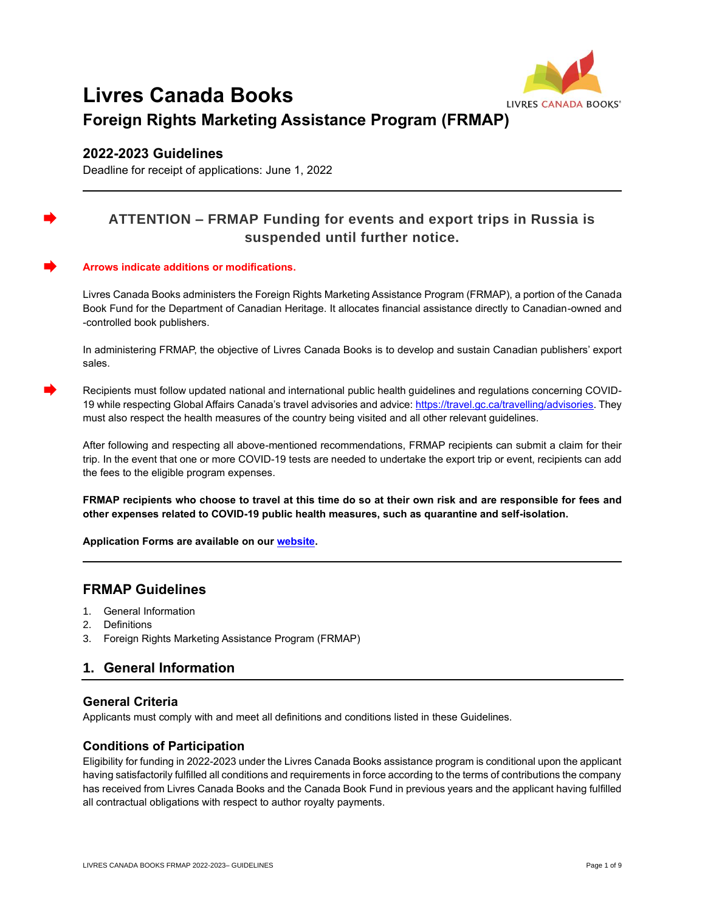# Livres Canada Books

## Foreign Rights Marketing Assistance Program (FRMAP)

### 2022-2023 Guidelines

Deadline for receipt of applications: June 1, 2022

---

**ATTENTION – FRMAP Funding for events and export trips in Russia is suspended until further notice.**

**Arrows indicate additions or modifications.**

Livres Canada Books administers the Foreign Rights Marketing Assistance Program (FRMAP), a portion of the Canada Book Fund for the Department of Canadian Heritage. It allocates financial assistance directly to Canadian-owned and -controlled book publishers.

In administering FRMAP, the objective of Livres Canada Books is to develop and sustain Canadian publishers' export sales.

Recipients must follow updated national and international public health guidelines and regulations concerning COVID-19 while respecting Global Affairs Canada's travel advisories and advice: https://travel.gc.ca/travelling/advisories. They must also respect the health measures of the country being visited and all other relevant guidelines.

After following and respecting all above-mentioned recommendations, FRMAP recipients can submit a claim for their trip. In the event that one or more COVID-19 tests are needed to undertake the export trip or event, recipients can add the fees to the eligible program expenses.

**FRMAP recipients who choose to travel at this time do so at their own risk and are responsible for fees and other expenses related to COVID-19 public health measures, such as quarantine and self-isolation.**

**Application Forms are available on our website.**

---

## FRMAP Guidelines

1. General Information
2. Definitions
3. Foreign Rights Marketing Assistance Program (FRMAP)

## 1. General Information

### General Criteria

Applicants must comply with and meet all definitions and conditions listed in these Guidelines.

### Conditions of Participation

Eligibility for funding in 2022-2023 under the Livres Canada Books assistance program is conditional upon the applicant having satisfactorily fulfilled all conditions and requirements in force according to the terms of contributions the company has received from Livres Canada Books and the Canada Book Fund in previous years and the applicant having fulfilled all contractual obligations with respect to author royalty payments.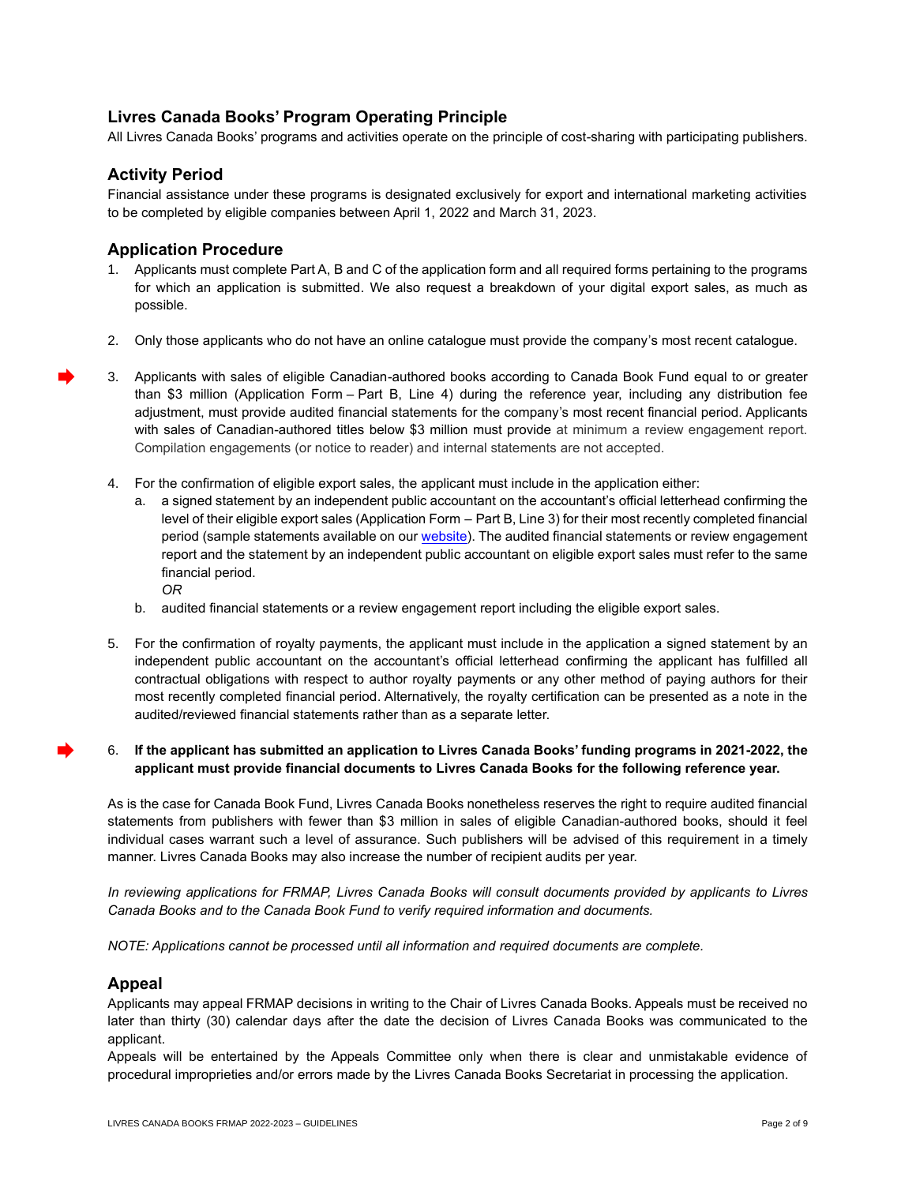## Livres Canada Books' Program Operating Principle

All Livres Canada Books' programs and activities operate on the principle of cost-sharing with participating publishers.

## Activity Period

Financial assistance under these programs is designated exclusively for export and international marketing activities to be completed by eligible companies between April 1, 2022 and March 31, 2023.

## Application Procedure

1. Applicants must complete Part A, B and C of the application form and all required forms pertaining to the programs for which an application is submitted. We also request a breakdown of your digital export sales, as much as possible.

2. Only those applicants who do not have an online catalogue must provide the company's most recent catalogue.

3. Applicants with sales of eligible Canadian-authored books according to Canada Book Fund equal to or greater than $3 million (Application Form – Part B, Line 4) during the reference year, including any distribution fee adjustment, must provide audited financial statements for the company's most recent financial period. Applicants with sales of Canadian-authored titles below $3 million must provide at minimum a review engagement report. Compilation engagements (or notice to reader) and internal statements are not accepted.

4. For the confirmation of eligible export sales, the applicant must include in the application either:
   a. a signed statement by an independent public accountant on the accountant's official letterhead confirming the level of their eligible export sales (Application Form – Part B, Line 3) for their most recently completed financial period (sample statements available on our [website](website)). The audited financial statements or review engagement report and the statement by an independent public accountant on eligible export sales must refer to the same financial period.
   *OR*
   b. audited financial statements or a review engagement report including the eligible export sales.

5. For the confirmation of royalty payments, the applicant must include in the application a signed statement by an independent public accountant on the accountant's official letterhead confirming the applicant has fulfilled all contractual obligations with respect to author royalty payments or any other method of paying authors for their most recently completed financial period. Alternatively, the royalty certification can be presented as a note in the audited/reviewed financial statements rather than as a separate letter.

6. **If the applicant has submitted an application to Livres Canada Books' funding programs in 2021-2022, the applicant must provide financial documents to Livres Canada Books for the following reference year.**

As is the case for Canada Book Fund, Livres Canada Books nonetheless reserves the right to require audited financial statements from publishers with fewer than $3 million in sales of eligible Canadian-authored books, should it feel individual cases warrant such a level of assurance. Such publishers will be advised of this requirement in a timely manner. Livres Canada Books may also increase the number of recipient audits per year.

*In reviewing applications for FRMAP, Livres Canada Books will consult documents provided by applicants to Livres Canada Books and to the Canada Book Fund to verify required information and documents.*

*NOTE: Applications cannot be processed until all information and required documents are complete.*

## Appeal

Applicants may appeal FRMAP decisions in writing to the Chair of Livres Canada Books. Appeals must be received no later than thirty (30) calendar days after the date the decision of Livres Canada Books was communicated to the applicant.

Appeals will be entertained by the Appeals Committee only when there is clear and unmistakable evidence of procedural improprieties and/or errors made by the Livres Canada Books Secretariat in processing the application.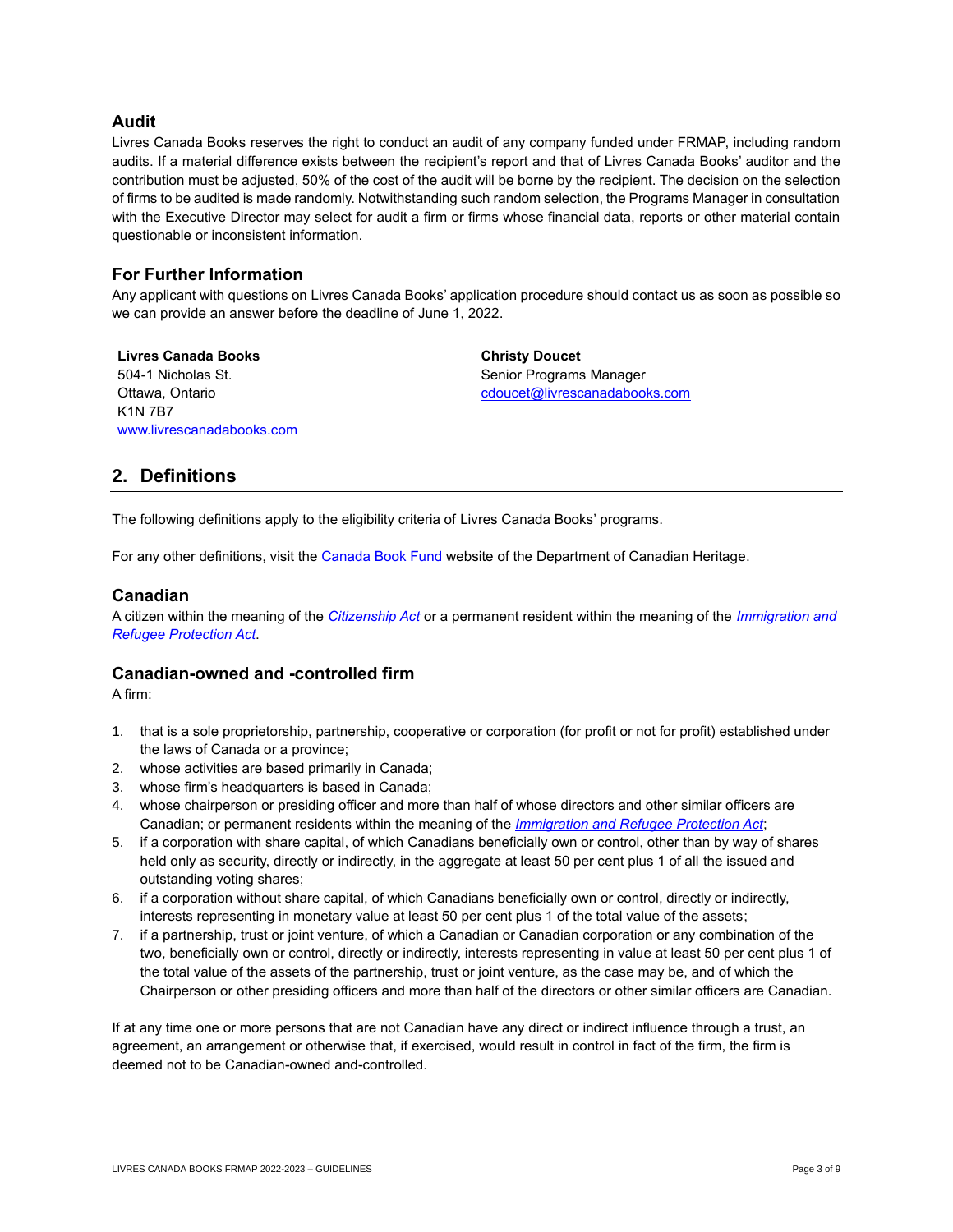### Audit

Livres Canada Books reserves the right to conduct an audit of any company funded under FRMAP, including random audits. If a material difference exists between the recipient's report and that of Livres Canada Books' auditor and the contribution must be adjusted, 50% of the cost of the audit will be borne by the recipient. The decision on the selection of firms to be audited is made randomly. Notwithstanding such random selection, the Programs Manager in consultation with the Executive Director may select for audit a firm or firms whose financial data, reports or other material contain questionable or inconsistent information.

### For Further Information

Any applicant with questions on Livres Canada Books' application procedure should contact us as soon as possible so we can provide an answer before the deadline of June 1, 2022.

**Livres Canada Books**
504-1 Nicholas St.
Ottawa, Ontario
K1N 7B7
www.livrescanadabooks.com

**Christy Doucet**
Senior Programs Manager
cdoucet@livrescanadabooks.com

## 2. Definitions

The following definitions apply to the eligibility criteria of Livres Canada Books' programs.

For any other definitions, visit the Canada Book Fund website of the Department of Canadian Heritage.

### Canadian

A citizen within the meaning of the *Citizenship Act* or a permanent resident within the meaning of the *Immigration and Refugee Protection Act*.

### Canadian-owned and -controlled firm

A firm:

1. that is a sole proprietorship, partnership, cooperative or corporation (for profit or not for profit) established under the laws of Canada or a province;
2. whose activities are based primarily in Canada;
3. whose firm's headquarters is based in Canada;
4. whose chairperson or presiding officer and more than half of whose directors and other similar officers are Canadian; or permanent residents within the meaning of the *Immigration and Refugee Protection Act*;
5. if a corporation with share capital, of which Canadians beneficially own or control, other than by way of shares held only as security, directly or indirectly, in the aggregate at least 50 per cent plus 1 of all the issued and outstanding voting shares;
6. if a corporation without share capital, of which Canadians beneficially own or control, directly or indirectly, interests representing in monetary value at least 50 per cent plus 1 of the total value of the assets;
7. if a partnership, trust or joint venture, of which a Canadian or Canadian corporation or any combination of the two, beneficially own or control, directly or indirectly, interests representing in value at least 50 per cent plus 1 of the total value of the assets of the partnership, trust or joint venture, as the case may be, and of which the Chairperson or other presiding officers and more than half of the directors or other similar officers are Canadian.

If at any time one or more persons that are not Canadian have any direct or indirect influence through a trust, an agreement, an arrangement or otherwise that, if exercised, would result in control in fact of the firm, the firm is deemed not to be Canadian-owned and-controlled.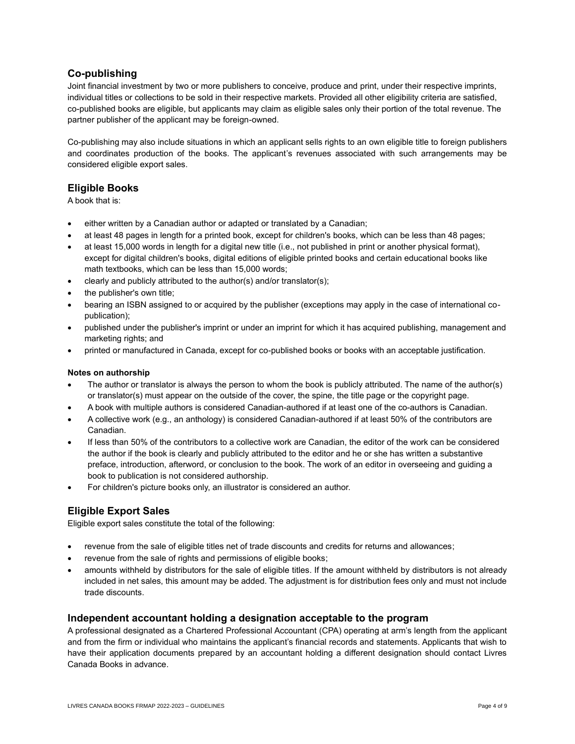## Co-publishing

Joint financial investment by two or more publishers to conceive, produce and print, under their respective imprints, individual titles or collections to be sold in their respective markets. Provided all other eligibility criteria are satisfied, co-published books are eligible, but applicants may claim as eligible sales only their portion of the total revenue. The partner publisher of the applicant may be foreign-owned.

Co-publishing may also include situations in which an applicant sells rights to an own eligible title to foreign publishers and coordinates production of the books. The applicant's revenues associated with such arrangements may be considered eligible export sales.

## Eligible Books

A book that is:

- either written by a Canadian author or adapted or translated by a Canadian;
- at least 48 pages in length for a printed book, except for children's books, which can be less than 48 pages;
- at least 15,000 words in length for a digital new title (i.e., not published in print or another physical format), except for digital children's books, digital editions of eligible printed books and certain educational books like math textbooks, which can be less than 15,000 words;
- clearly and publicly attributed to the author(s) and/or translator(s);
- the publisher's own title;
- bearing an ISBN assigned to or acquired by the publisher (exceptions may apply in the case of international co-publication);
- published under the publisher's imprint or under an imprint for which it has acquired publishing, management and marketing rights; and
- printed or manufactured in Canada, except for co-published books or books with an acceptable justification.

**Notes on authorship**

- The author or translator is always the person to whom the book is publicly attributed. The name of the author(s) or translator(s) must appear on the outside of the cover, the spine, the title page or the copyright page.
- A book with multiple authors is considered Canadian-authored if at least one of the co-authors is Canadian.
- A collective work (e.g., an anthology) is considered Canadian-authored if at least 50% of the contributors are Canadian.
- If less than 50% of the contributors to a collective work are Canadian, the editor of the work can be considered the author if the book is clearly and publicly attributed to the editor and he or she has written a substantive preface, introduction, afterword, or conclusion to the book. The work of an editor in overseeing and guiding a book to publication is not considered authorship.
- For children's picture books only, an illustrator is considered an author.

## Eligible Export Sales

Eligible export sales constitute the total of the following:

- revenue from the sale of eligible titles net of trade discounts and credits for returns and allowances;
- revenue from the sale of rights and permissions of eligible books;
- amounts withheld by distributors for the sale of eligible titles. If the amount withheld by distributors is not already included in net sales, this amount may be added. The adjustment is for distribution fees only and must not include trade discounts.

## Independent accountant holding a designation acceptable to the program

A professional designated as a Chartered Professional Accountant (CPA) operating at arm's length from the applicant and from the firm or individual who maintains the applicant's financial records and statements. Applicants that wish to have their application documents prepared by an accountant holding a different designation should contact Livres Canada Books in advance.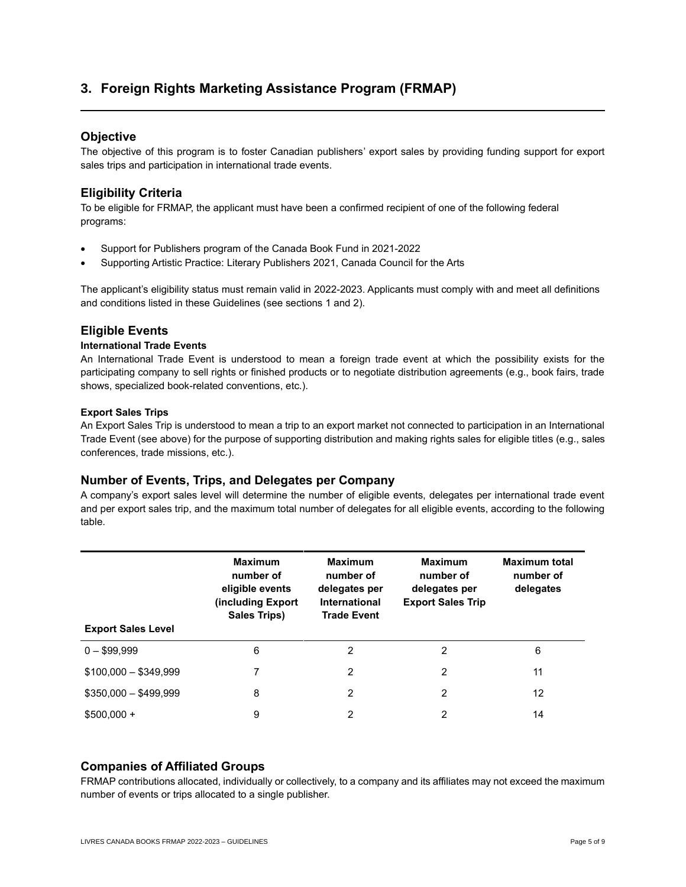## 3. Foreign Rights Marketing Assistance Program (FRMAP)

### Objective

The objective of this program is to foster Canadian publishers' export sales by providing funding support for export sales trips and participation in international trade events.

### Eligibility Criteria

To be eligible for FRMAP, the applicant must have been a confirmed recipient of one of the following federal programs:

- Support for Publishers program of the Canada Book Fund in 2021-2022
- Supporting Artistic Practice: Literary Publishers 2021, Canada Council for the Arts

The applicant's eligibility status must remain valid in 2022-2023. Applicants must comply with and meet all definitions and conditions listed in these Guidelines (see sections 1 and 2).

### Eligible Events

**International Trade Events**

An International Trade Event is understood to mean a foreign trade event at which the possibility exists for the participating company to sell rights or finished products or to negotiate distribution agreements (e.g., book fairs, trade shows, specialized book-related conventions, etc.).

**Export Sales Trips**

An Export Sales Trip is understood to mean a trip to an export market not connected to participation in an International Trade Event (see above) for the purpose of supporting distribution and making rights sales for eligible titles (e.g., sales conferences, trade missions, etc.).

### Number of Events, Trips, and Delegates per Company

A company's export sales level will determine the number of eligible events, delegates per international trade event and per export sales trip, and the maximum total number of delegates for all eligible events, according to the following table.

| Export Sales Level | Maximum number of eligible events (including Export Sales Trips) | Maximum number of delegates per International Trade Event | Maximum number of delegates per Export Sales Trip | Maximum total number of delegates |
|---|---|---|---|---|
| 0 – $99,999 | 6 | 2 | 2 | 6 |
| $100,000 – $349,999 | 7 | 2 | 2 | 11 |
| $350,000 – $499,999 | 8 | 2 | 2 | 12 |
| $500,000 + | 9 | 2 | 2 | 14 |

### Companies of Affiliated Groups

FRMAP contributions allocated, individually or collectively, to a company and its affiliates may not exceed the maximum number of events or trips allocated to a single publisher.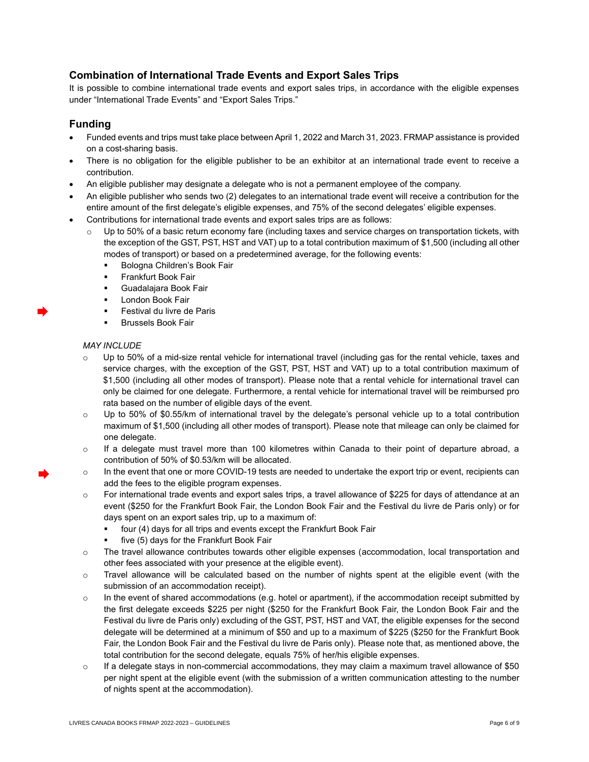## Combination of International Trade Events and Export Sales Trips

It is possible to combine international trade events and export sales trips, in accordance with the eligible expenses under "International Trade Events" and "Export Sales Trips."

## Funding

- Funded events and trips must take place between April 1, 2022 and March 31, 2023. FRMAP assistance is provided on a cost-sharing basis.
- There is no obligation for the eligible publisher to be an exhibitor at an international trade event to receive a contribution.
- An eligible publisher may designate a delegate who is not a permanent employee of the company.
- An eligible publisher who sends two (2) delegates to an international trade event will receive a contribution for the entire amount of the first delegate's eligible expenses, and 75% of the second delegates' eligible expenses.
- Contributions for international trade events and export sales trips are as follows:
  - Up to 50% of a basic return economy fare (including taxes and service charges on transportation tickets, with the exception of the GST, PST, HST and VAT) up to a total contribution maximum of $1,500 (including all other modes of transport) or based on a predetermined average, for the following events:
    - Bologna Children's Book Fair
    - Frankfurt Book Fair
    - Guadalajara Book Fair
    - London Book Fair
    - Festival du livre de Paris
    - Brussels Book Fair

  *MAY INCLUDE*

  - Up to 50% of a mid-size rental vehicle for international travel (including gas for the rental vehicle, taxes and service charges, with the exception of the GST, PST, HST and VAT) up to a total contribution maximum of $1,500 (including all other modes of transport). Please note that a rental vehicle for international travel can only be claimed for one delegate. Furthermore, a rental vehicle for international travel will be reimbursed pro rata based on the number of eligible days of the event.
  - Up to 50% of $0.55/km of international travel by the delegate's personal vehicle up to a total contribution maximum of $1,500 (including all other modes of transport). Please note that mileage can only be claimed for one delegate.
  - If a delegate must travel more than 100 kilometres within Canada to their point of departure abroad, a contribution of 50% of $0.53/km will be allocated.
  - In the event that one or more COVID-19 tests are needed to undertake the export trip or event, recipients can add the fees to the eligible program expenses.
  - For international trade events and export sales trips, a travel allowance of $225 for days of attendance at an event ($250 for the Frankfurt Book Fair, the London Book Fair and the Festival du livre de Paris only) or for days spent on an export sales trip, up to a maximum of:
    - four (4) days for all trips and events except the Frankfurt Book Fair
    - five (5) days for the Frankfurt Book Fair
  - The travel allowance contributes towards other eligible expenses (accommodation, local transportation and other fees associated with your presence at the eligible event).
  - Travel allowance will be calculated based on the number of nights spent at the eligible event (with the submission of an accommodation receipt).
  - In the event of shared accommodations (e.g. hotel or apartment), if the accommodation receipt submitted by the first delegate exceeds $225 per night ($250 for the Frankfurt Book Fair, the London Book Fair and the Festival du livre de Paris only) excluding of the GST, PST, HST and VAT, the eligible expenses for the second delegate will be determined at a minimum of $50 and up to a maximum of $225 ($250 for the Frankfurt Book Fair, the London Book Fair and the Festival du livre de Paris only). Please note that, as mentioned above, the total contribution for the second delegate, equals 75% of her/his eligible expenses.
  - If a delegate stays in non-commercial accommodations, they may claim a maximum travel allowance of $50 per night spent at the eligible event (with the submission of a written communication attesting to the number of nights spent at the accommodation).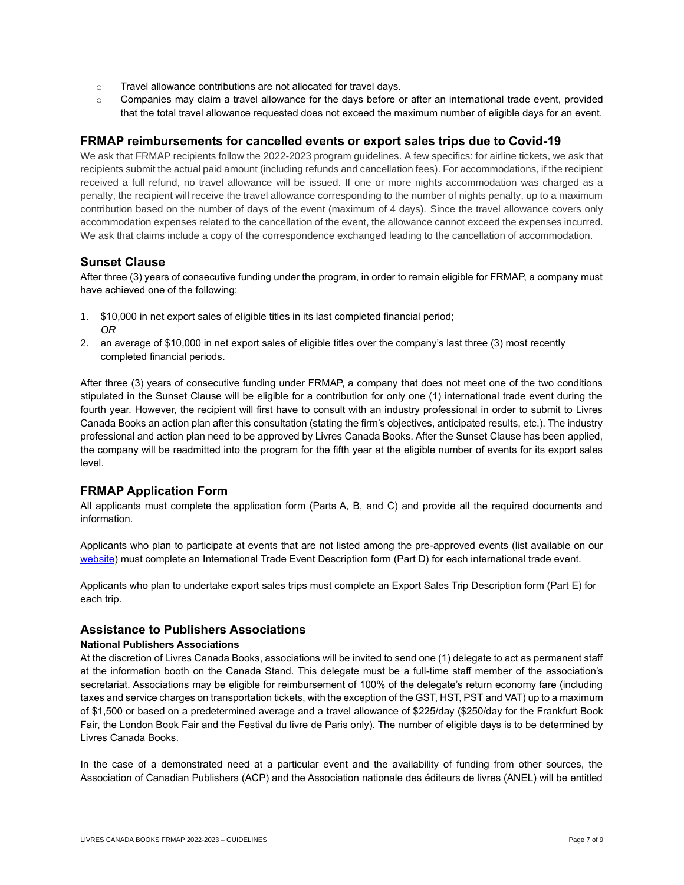- Travel allowance contributions are not allocated for travel days.
- Companies may claim a travel allowance for the days before or after an international trade event, provided that the total travel allowance requested does not exceed the maximum number of eligible days for an event.

## FRMAP reimbursements for cancelled events or export sales trips due to Covid-19

We ask that FRMAP recipients follow the 2022-2023 program guidelines. A few specifics: for airline tickets, we ask that recipients submit the actual paid amount (including refunds and cancellation fees). For accommodations, if the recipient received a full refund, no travel allowance will be issued. If one or more nights accommodation was charged as a penalty, the recipient will receive the travel allowance corresponding to the number of nights penalty, up to a maximum contribution based on the number of days of the event (maximum of 4 days). Since the travel allowance covers only accommodation expenses related to the cancellation of the event, the allowance cannot exceed the expenses incurred. We ask that claims include a copy of the correspondence exchanged leading to the cancellation of accommodation.

## Sunset Clause

After three (3) years of consecutive funding under the program, in order to remain eligible for FRMAP, a company must have achieved one of the following:

1. $10,000 in net export sales of eligible titles in its last completed financial period;
   *OR*
2. an average of $10,000 in net export sales of eligible titles over the company's last three (3) most recently completed financial periods.

After three (3) years of consecutive funding under FRMAP, a company that does not meet one of the two conditions stipulated in the Sunset Clause will be eligible for a contribution for only one (1) international trade event during the fourth year. However, the recipient will first have to consult with an industry professional in order to submit to Livres Canada Books an action plan after this consultation (stating the firm's objectives, anticipated results, etc.). The industry professional and action plan need to be approved by Livres Canada Books. After the Sunset Clause has been applied, the company will be readmitted into the program for the fifth year at the eligible number of events for its export sales level.

## FRMAP Application Form

All applicants must complete the application form (Parts A, B, and C) and provide all the required documents and information.

Applicants who plan to participate at events that are not listed among the pre-approved events (list available on our website) must complete an International Trade Event Description form (Part D) for each international trade event.

Applicants who plan to undertake export sales trips must complete an Export Sales Trip Description form (Part E) for each trip.

## Assistance to Publishers Associations

### National Publishers Associations

At the discretion of Livres Canada Books, associations will be invited to send one (1) delegate to act as permanent staff at the information booth on the Canada Stand. This delegate must be a full-time staff member of the association's secretariat. Associations may be eligible for reimbursement of 100% of the delegate's return economy fare (including taxes and service charges on transportation tickets, with the exception of the GST, HST, PST and VAT) up to a maximum of $1,500 or based on a predetermined average and a travel allowance of $225/day ($250/day for the Frankfurt Book Fair, the London Book Fair and the Festival du livre de Paris only). The number of eligible days is to be determined by Livres Canada Books.

In the case of a demonstrated need at a particular event and the availability of funding from other sources, the Association of Canadian Publishers (ACP) and the Association nationale des éditeurs de livres (ANEL) will be entitled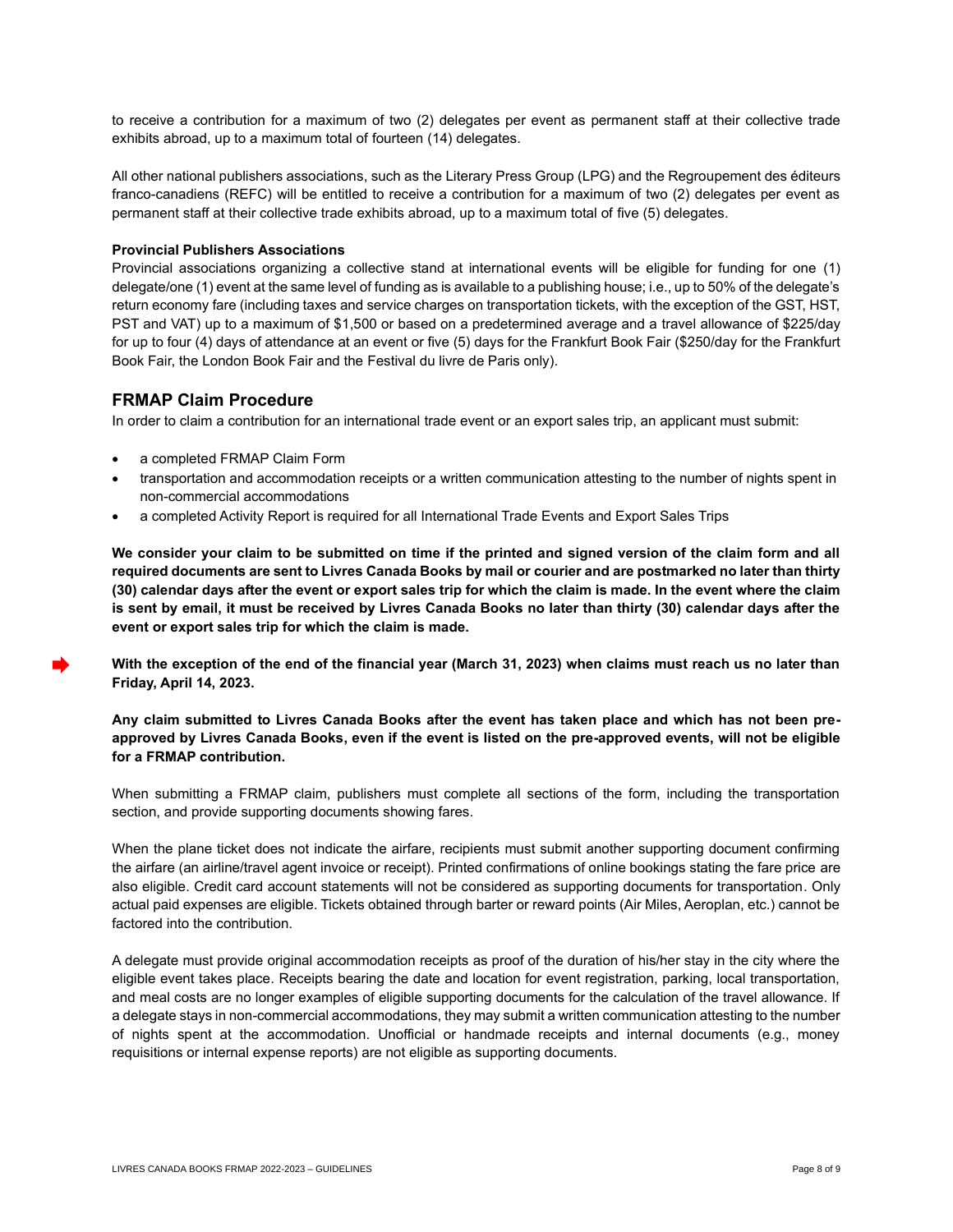to receive a contribution for a maximum of two (2) delegates per event as permanent staff at their collective trade exhibits abroad, up to a maximum total of fourteen (14) delegates.

All other national publishers associations, such as the Literary Press Group (LPG) and the Regroupement des éditeurs franco-canadiens (REFC) will be entitled to receive a contribution for a maximum of two (2) delegates per event as permanent staff at their collective trade exhibits abroad, up to a maximum total of five (5) delegates.

**Provincial Publishers Associations**

Provincial associations organizing a collective stand at international events will be eligible for funding for one (1) delegate/one (1) event at the same level of funding as is available to a publishing house; i.e., up to 50% of the delegate's return economy fare (including taxes and service charges on transportation tickets, with the exception of the GST, HST, PST and VAT) up to a maximum of $1,500 or based on a predetermined average and a travel allowance of $225/day for up to four (4) days of attendance at an event or five (5) days for the Frankfurt Book Fair ($250/day for the Frankfurt Book Fair, the London Book Fair and the Festival du livre de Paris only).

## FRMAP Claim Procedure

In order to claim a contribution for an international trade event or an export sales trip, an applicant must submit:

- a completed FRMAP Claim Form
- transportation and accommodation receipts or a written communication attesting to the number of nights spent in non-commercial accommodations
- a completed Activity Report is required for all International Trade Events and Export Sales Trips

**We consider your claim to be submitted on time if the printed and signed version of the claim form and all required documents are sent to Livres Canada Books by mail or courier and are postmarked no later than thirty (30) calendar days after the event or export sales trip for which the claim is made. In the event where the claim is sent by email, it must be received by Livres Canada Books no later than thirty (30) calendar days after the event or export sales trip for which the claim is made.**

➡ **With the exception of the end of the financial year (March 31, 2023) when claims must reach us no later than Friday, April 14, 2023.**

**Any claim submitted to Livres Canada Books after the event has taken place and which has not been pre-approved by Livres Canada Books, even if the event is listed on the pre-approved events, will not be eligible for a FRMAP contribution.**

When submitting a FRMAP claim, publishers must complete all sections of the form, including the transportation section, and provide supporting documents showing fares.

When the plane ticket does not indicate the airfare, recipients must submit another supporting document confirming the airfare (an airline/travel agent invoice or receipt). Printed confirmations of online bookings stating the fare price are also eligible. Credit card account statements will not be considered as supporting documents for transportation. Only actual paid expenses are eligible. Tickets obtained through barter or reward points (Air Miles, Aeroplan, etc.) cannot be factored into the contribution.

A delegate must provide original accommodation receipts as proof of the duration of his/her stay in the city where the eligible event takes place. Receipts bearing the date and location for event registration, parking, local transportation, and meal costs are no longer examples of eligible supporting documents for the calculation of the travel allowance. If a delegate stays in non-commercial accommodations, they may submit a written communication attesting to the number of nights spent at the accommodation. Unofficial or handmade receipts and internal documents (e.g., money requisitions or internal expense reports) are not eligible as supporting documents.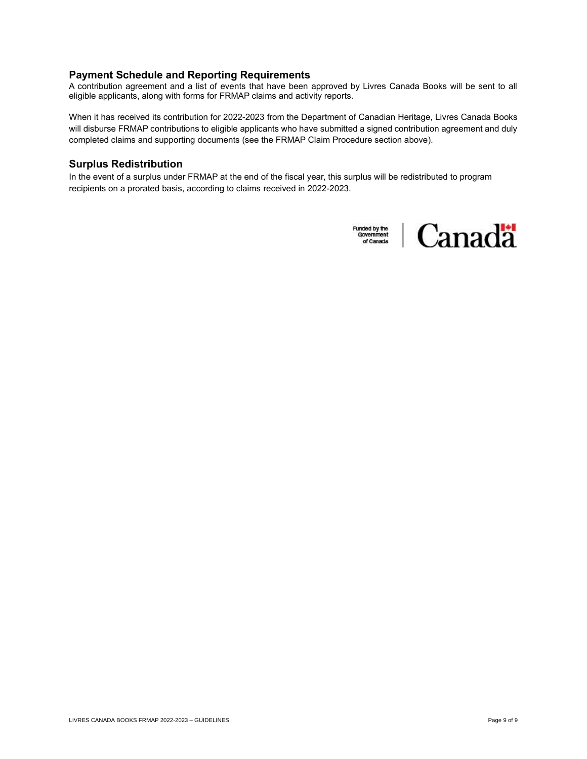## Payment Schedule and Reporting Requirements

A contribution agreement and a list of events that have been approved by Livres Canada Books will be sent to all eligible applicants, along with forms for FRMAP claims and activity reports.

When it has received its contribution for 2022-2023 from the Department of Canadian Heritage, Livres Canada Books will disburse FRMAP contributions to eligible applicants who have submitted a signed contribution agreement and duly completed claims and supporting documents (see the FRMAP Claim Procedure section above).

## Surplus Redistribution

In the event of a surplus under FRMAP at the end of the fiscal year, this surplus will be redistributed to program recipients on a prorated basis, according to claims received in 2022-2023.

Funded by the Government of Canada | Canada